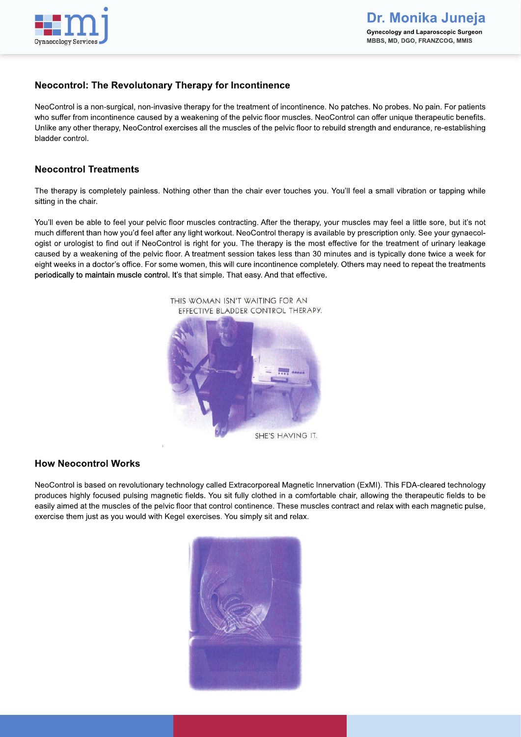## Neocontrol: The Revolutonary Therapy for Incontinence

NeoControl is a non-surgical, non-invasive therapy for the treatment of incontinence. No patches. No probes. No pain. For patients who suffer from incontinence caused by a weakening of the pelvic floor muscles. NeoControl can offer unique therapeutic benefits. Unlike any other therapy, NeoControl exercises all the muscles of the pelvic floor to rebuild strength and endurance, re-establishing bladder control.

## Neocontrol Treatments

The therapy is completely painless. Nothing other than the chair ever touches you. You'll feel a small vibration or tapping while sitting in the chair.

You'll even be able to feel your pelvic floor muscles contracting. After the therapy, your muscles may feel a little sore, but it's not much different than how you'd feel after any light workout. NeoControl therapy is available by prescription only. See your gynaecologist or urologist to find out if NeoControl is right for you. The therapy is the most effective for the treatment of urinary leakage caused by a weakening of the pelvic floor. A treatment session takes less than 30 minutes and is typically done twice a week for eight weeks in a doctor's office. For some women, this will cure incontinence completely. Others may need to repeat the treatments periodically to maintain muscle control. It's that simple. That easy. And that effective.

THIS WOMAN ISN'T WAITING FOR AN EFFECTIVE BLADDER CONTROL THERAPY.

SHE'S HAVING IT.

## How Neocontrol Works

NeoControl is based on revolutionary technology called Extracorporeal Magnetic Innervation (ExMI). This FDA-cleared technology produces highly focused pulsing magnetic fields. You sit fully clothed in a comfortable chair, allowing the therapeutic fields to be easily aimed at the muscles of the pelvic floor that control continence. These muscles contract and relax with each magnetic pulse, exercise them just as you would with Kegel exercises. You simply sit and relax.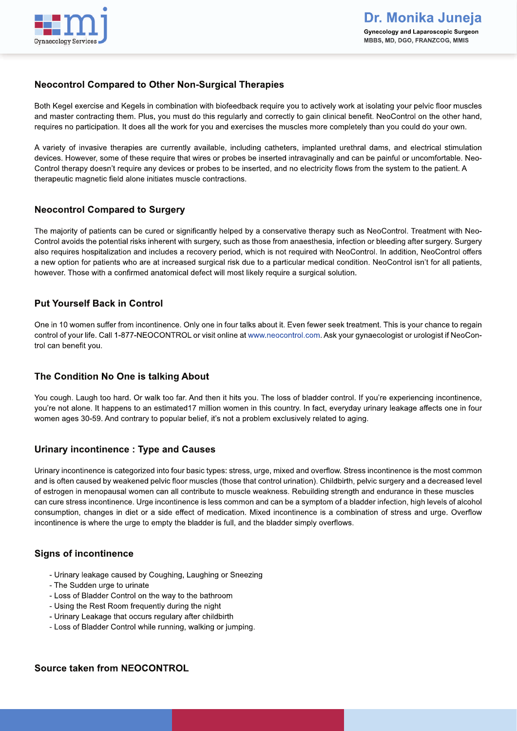## Neocontrol Compared to Other Non-Surgical Therapies

Both Kegel exercise and Kegels in combination with biofeedback require you to actively work at isolating your pelvic floor muscles and master contracting them. Plus, you must do this regularly and correctly to gain clinical benefit. NeoControl on the other hand, requires no participation. It does all the work for you and exercises the muscles more completely than you could do your own.

A variety of invasive therapies are currently available, including catheters, implanted urethral dams, and electrical stimulation devices. However, some of these require that wires or probes be inserted intravaginally and can be painful or uncomfortable. Neo-Control therapy doesn't require any devices or probes to be inserted, and no electricity flows from the system to the patient. A therapeutic magnetic field alone initiates muscle contractions.

## Neocontrol Compared to Surgery

The majority of patients can be cured or significantly helped by a conservative therapy such as NeoControl. Treatment with Neo-Control avoids the potential risks inherent with surgery, such as those from anaesthesia, infection or bleeding after surgery. Surgery also requires hospitalization and includes a recovery period, which is not required with NeoControl. In addition, NeoControl offers a new option for patients who are at increased surgical risk due to a particular medical condition. NeoControl isn't for all patients, however. Those with a confirmed anatomical defect will most likely require a surgical solution.

## Put Yourself Back in Control

One in 10 women suffer from incontinence. Only one in four talks about it. Even fewer seek treatment. This is your chance to regain control of your life. Call 1-877-NEOCONTROL or visit online at www.neocontrol.com. Ask your gynaecologist or urologist if NeoControl can benefit you.

## The Condition No One is talking About

You cough. Laugh too hard. Or walk too far. And then it hits you. The loss of bladder control. If you're experiencing incontinence, you're not alone. It happens to an estimated17 million women in this country. In fact, everyday urinary leakage affects one in four women ages 30-59. And contrary to popular belief, it's not a problem exclusively related to aging.

## Urinary incontinence : Type and Causes

Urinary incontinence is categorized into four basic types: stress, urge, mixed and overflow. Stress incontinence is the most common and is often caused by weakened pelvic floor muscles (those that control urination). Childbirth, pelvic surgery and a decreased level of estrogen in menopausal women can all contribute to muscle weakness. Rebuilding strength and endurance in these muscles can cure stress incontinence. Urge incontinence is less common and can be a symptom of a bladder infection, high levels of alcohol consumption, changes in diet or a side effect of medication. Mixed incontinence is a combination of stress and urge. Overflow incontinence is where the urge to empty the bladder is full, and the bladder simply overflows.

## Signs of incontinence

- Urinary leakage caused by Coughing, Laughing or Sneezing
- The Sudden urge to urinate
- Loss of Bladder Control on the way to the bathroom
- Using the Rest Room frequently during the night
- Urinary Leakage that occurs regulary after childbirth
- Loss of Bladder Control while running, walking or jumping.

## Source taken from NEOCONTROL